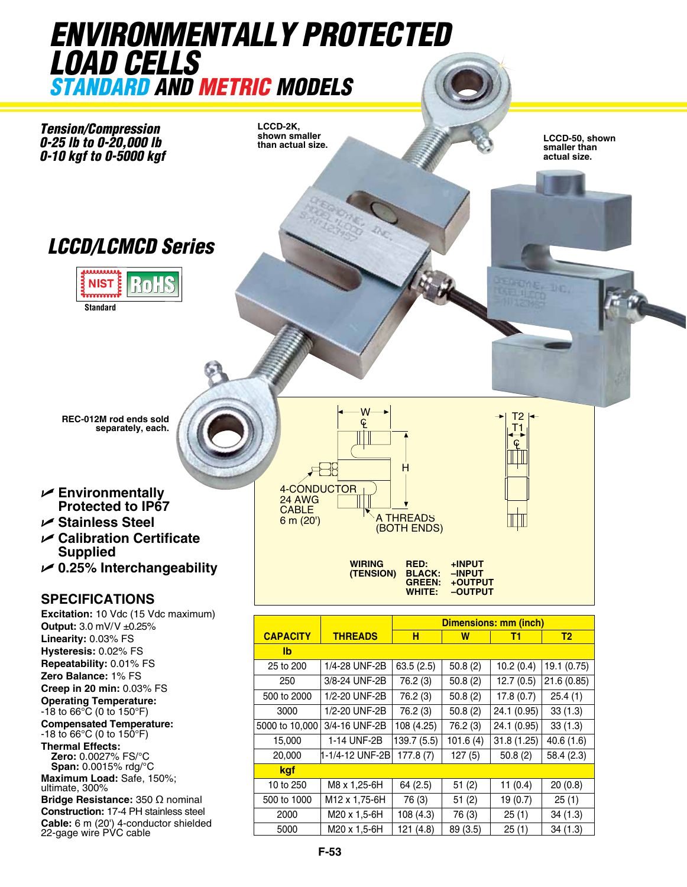# ENVIRONMENTALLY PROTECTED LOAD CELLS
## STANDARD AND METRIC MODELS

***Tension/Compression***
***0-25 lb to 0-20,000 lb***
***0-10 kgf to 0-5000 kgf***

**LCCD-2K, shown smaller than actual size.**

**LCCD-50, shown smaller than actual size.**

## LCCD/LCMCD Series

NIST RoHS
Standard

**REC-012M rod ends sold separately, each.**

- **Environmentally Protected to IP67**
- **Stainless Steel**
- **Calibration Certificate Supplied**
- **0.25% Interchangeability**

4-CONDUCTOR 24 AWG CABLE 6 m (20')

A THREADS (BOTH ENDS)

| WIRING (TENSION) | | |
|---|---|---|
| | RED: | +INPUT |
| | BLACK: | –INPUT |
| | GREEN: | +OUTPUT |
| | WHITE: | –OUTPUT |

## SPECIFICATIONS

**Excitation:** 10 Vdc (15 Vdc maximum)
**Output:** 3.0 mV/V ±0.25%
**Linearity:** 0.03% FS
**Hysteresis:** 0.02% FS
**Repeatability:** 0.01% FS
**Zero Balance:** 1% FS
**Creep in 20 min:** 0.03% FS
**Operating Temperature:** -18 to 66°C (0 to 150°F)
**Compensated Temperature:** -18 to 66°C (0 to 150°F)
**Thermal Effects:**
**Zero:** 0.0027% FS/°C
**Span:** 0.0015% rdg/°C
**Maximum Load:** Safe, 150%; ultimate, 300%
**Bridge Resistance:** 350 Ω nominal
**Construction:** 17-4 PH stainless steel
**Cable:** 6 m (20') 4-conductor shielded 22-gage wire PVC cable

| CAPACITY | THREADS | Dimensions: mm (inch) | | | |
|---|---|---|---|---|---|
| | | H | W | T1 | T2 |
| **lb** | | | | | |
| 25 to 200 | 1/4-28 UNF-2B | 63.5 (2.5) | 50.8 (2) | 10.2 (0.4) | 19.1 (0.75) |
| 250 | 3/8-24 UNF-2B | 76.2 (3) | 50.8 (2) | 12.7 (0.5) | 21.6 (0.85) |
| 500 to 2000 | 1/2-20 UNF-2B | 76.2 (3) | 50.8 (2) | 17.8 (0.7) | 25.4 (1) |
| 3000 | 1/2-20 UNF-2B | 76.2 (3) | 50.8 (2) | 24.1 (0.95) | 33 (1.3) |
| 5000 to 10,000 | 3/4-16 UNF-2B | 108 (4.25) | 76.2 (3) | 24.1 (0.95) | 33 (1.3) |
| 15,000 | 1-14 UNF-2B | 139.7 (5.5) | 101.6 (4) | 31.8 (1.25) | 40.6 (1.6) |
| 20,000 | 1-1/4-12 UNF-2B | 177.8 (7) | 127 (5) | 50.8 (2) | 58.4 (2.3) |
| **kgf** | | | | | |
| 10 to 250 | M8 x 1,25-6H | 64 (2.5) | 51 (2) | 11 (0.4) | 20 (0.8) |
| 500 to 1000 | M12 x 1,75-6H | 76 (3) | 51 (2) | 19 (0.7) | 25 (1) |
| 2000 | M20 x 1,5-6H | 108 (4.3) | 76 (3) | 25 (1) | 34 (1.3) |
| 5000 | M20 x 1,5-6H | 121 (4.8) | 89 (3.5) | 25 (1) | 34 (1.3) |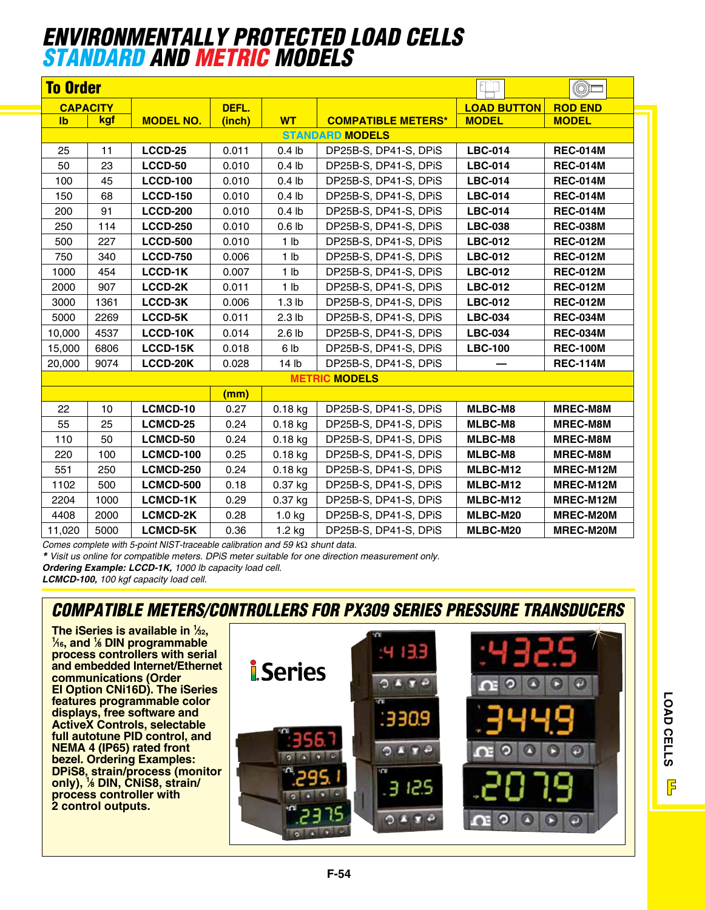# ENVIRONMENTALLY PROTECTED LOAD CELLS STANDARD AND METRIC MODELS

## To Order

| CAPACITY lb | CAPACITY kgf | MODEL NO. | DEFL. (inch) | WT | COMPATIBLE METERS* | LOAD BUTTON MODEL | ROD END MODEL |
|---|---|---|---|---|---|---|---|
| **STANDARD MODELS** | | | | | | | |
| 25 | 11 | **LCCD-25** | 0.011 | 0.4 lb | DP25B-S, DP41-S, DPiS | **LBC-014** | **REC-014M** |
| 50 | 23 | **LCCD-50** | 0.010 | 0.4 lb | DP25B-S, DP41-S, DPiS | **LBC-014** | **REC-014M** |
| 100 | 45 | **LCCD-100** | 0.010 | 0.4 lb | DP25B-S, DP41-S, DPiS | **LBC-014** | **REC-014M** |
| 150 | 68 | **LCCD-150** | 0.010 | 0.4 lb | DP25B-S, DP41-S, DPiS | **LBC-014** | **REC-014M** |
| 200 | 91 | **LCCD-200** | 0.010 | 0.4 lb | DP25B-S, DP41-S, DPiS | **LBC-014** | **REC-014M** |
| 250 | 114 | **LCCD-250** | 0.010 | 0.6 lb | DP25B-S, DP41-S, DPiS | **LBC-038** | **REC-038M** |
| 500 | 227 | **LCCD-500** | 0.010 | 1 lb | DP25B-S, DP41-S, DPiS | **LBC-012** | **REC-012M** |
| 750 | 340 | **LCCD-750** | 0.006 | 1 lb | DP25B-S, DP41-S, DPiS | **LBC-012** | **REC-012M** |
| 1000 | 454 | **LCCD-1K** | 0.007 | 1 lb | DP25B-S, DP41-S, DPiS | **LBC-012** | **REC-012M** |
| 2000 | 907 | **LCCD-2K** | 0.011 | 1 lb | DP25B-S, DP41-S, DPiS | **LBC-012** | **REC-012M** |
| 3000 | 1361 | **LCCD-3K** | 0.006 | 1.3 lb | DP25B-S, DP41-S, DPiS | **LBC-012** | **REC-012M** |
| 5000 | 2269 | **LCCD-5K** | 0.011 | 2.3 lb | DP25B-S, DP41-S, DPiS | **LBC-034** | **REC-034M** |
| 10,000 | 4537 | **LCCD-10K** | 0.014 | 2.6 lb | DP25B-S, DP41-S, DPiS | **LBC-034** | **REC-034M** |
| 15,000 | 6806 | **LCCD-15K** | 0.018 | 6 lb | DP25B-S, DP41-S, DPiS | **LBC-100** | **REC-100M** |
| 20,000 | 9074 | **LCCD-20K** | 0.028 | 14 lb | DP25B-S, DP41-S, DPiS | — | **REC-114M** |
| **METRIC MODELS** | | | | | | | |
| | | | (mm) | | | | |
| 22 | 10 | **LCMCD-10** | 0.27 | 0.18 kg | DP25B-S, DP41-S, DPiS | **MLBC-M8** | **MREC-M8M** |
| 55 | 25 | **LCMCD-25** | 0.24 | 0.18 kg | DP25B-S, DP41-S, DPiS | **MLBC-M8** | **MREC-M8M** |
| 110 | 50 | **LCMCD-50** | 0.24 | 0.18 kg | DP25B-S, DP41-S, DPiS | **MLBC-M8** | **MREC-M8M** |
| 220 | 100 | **LCMCD-100** | 0.25 | 0.18 kg | DP25B-S, DP41-S, DPiS | **MLBC-M8** | **MREC-M8M** |
| 551 | 250 | **LCMCD-250** | 0.24 | 0.18 kg | DP25B-S, DP41-S, DPiS | **MLBC-M12** | **MREC-M12M** |
| 1102 | 500 | **LCMCD-500** | 0.18 | 0.37 kg | DP25B-S, DP41-S, DPiS | **MLBC-M12** | **MREC-M12M** |
| 2204 | 1000 | **LCMCD-1K** | 0.29 | 0.37 kg | DP25B-S, DP41-S, DPiS | **MLBC-M12** | **MREC-M12M** |
| 4408 | 2000 | **LCMCD-2K** | 0.28 | 1.0 kg | DP25B-S, DP41-S, DPiS | **MLBC-M20** | **MREC-M20M** |
| 11,020 | 5000 | **LCMCD-5K** | 0.36 | 1.2 kg | DP25B-S, DP41-S, DPiS | **MLBC-M20** | **MREC-M20M** |

*Comes complete with 5-point NIST-traceable calibration and 59 kΩ shunt data.*

*\* Visit us online for compatible meters. DPiS meter suitable for one direction measurement only.*

***Ordering Example: LCCD-1K,** 1000 lb capacity load cell.*

***LCMCD-100,** 100 kgf capacity load cell.*

## COMPATIBLE METERS/CONTROLLERS FOR PX309 SERIES PRESSURE TRANSDUCERS

**The iSeries is available in 1⁄32, 1⁄16, and 1⁄8 DIN programmable process controllers with serial and embedded Internet/Ethernet communications (Order EI Option CNi16D). The iSeries features programmable color displays, free software and ActiveX Controls, selectable full autotune PID control, and NEMA 4 (IP65) rated front bezel. Ordering Examples: DPiS8, strain/process (monitor only), 1⁄8 DIN, CNiS8, strain/ process controller with 2 control outputs.**